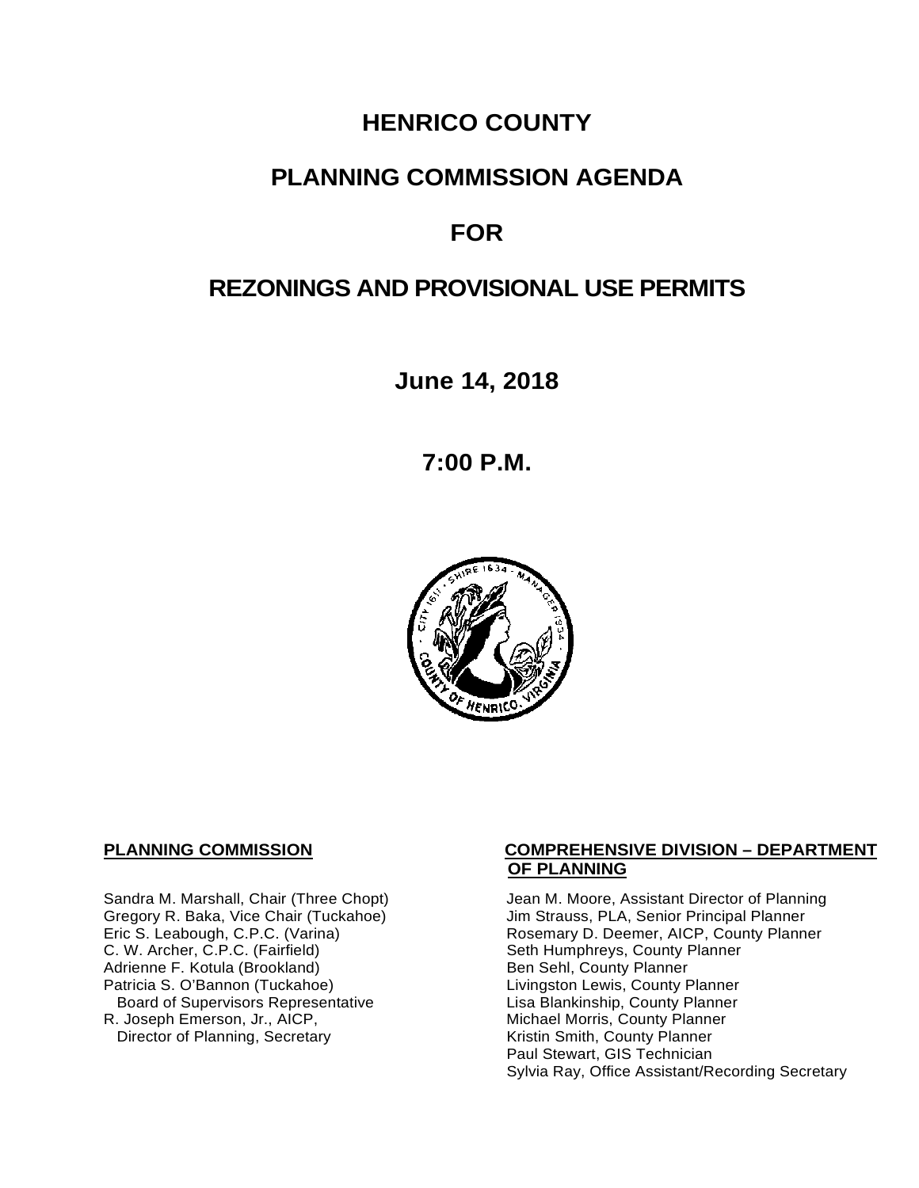# HENRICO COUNTY

# PLANNING COMMISSION AGENDA

# FOR

# REZONINGS AND PROVISIONAL USE PERMITS

**June 14, 2018**

**7:00 P.M.**

**PLANNING COMMISSION**

Sandra M. Marshall, Chair (Three Chopt)
Gregory R. Baka, Vice Chair (Tuckahoe)
Eric S. Leabough, C.P.C. (Varina)
C. W. Archer, C.P.C. (Fairfield)
Adrienne F. Kotula (Brookland)
Patricia S. O'Bannon (Tuckahoe)
Board of Supervisors Representative
R. Joseph Emerson, Jr., AICP,
Director of Planning, Secretary

**COMPREHENSIVE DIVISION – DEPARTMENT OF PLANNING**

Jean M. Moore, Assistant Director of Planning
Jim Strauss, PLA, Senior Principal Planner
Rosemary D. Deemer, AICP, County Planner
Seth Humphreys, County Planner
Ben Sehl, County Planner
Livingston Lewis, County Planner
Lisa Blankinship, County Planner
Michael Morris, County Planner
Kristin Smith, County Planner
Paul Stewart, GIS Technician
Sylvia Ray, Office Assistant/Recording Secretary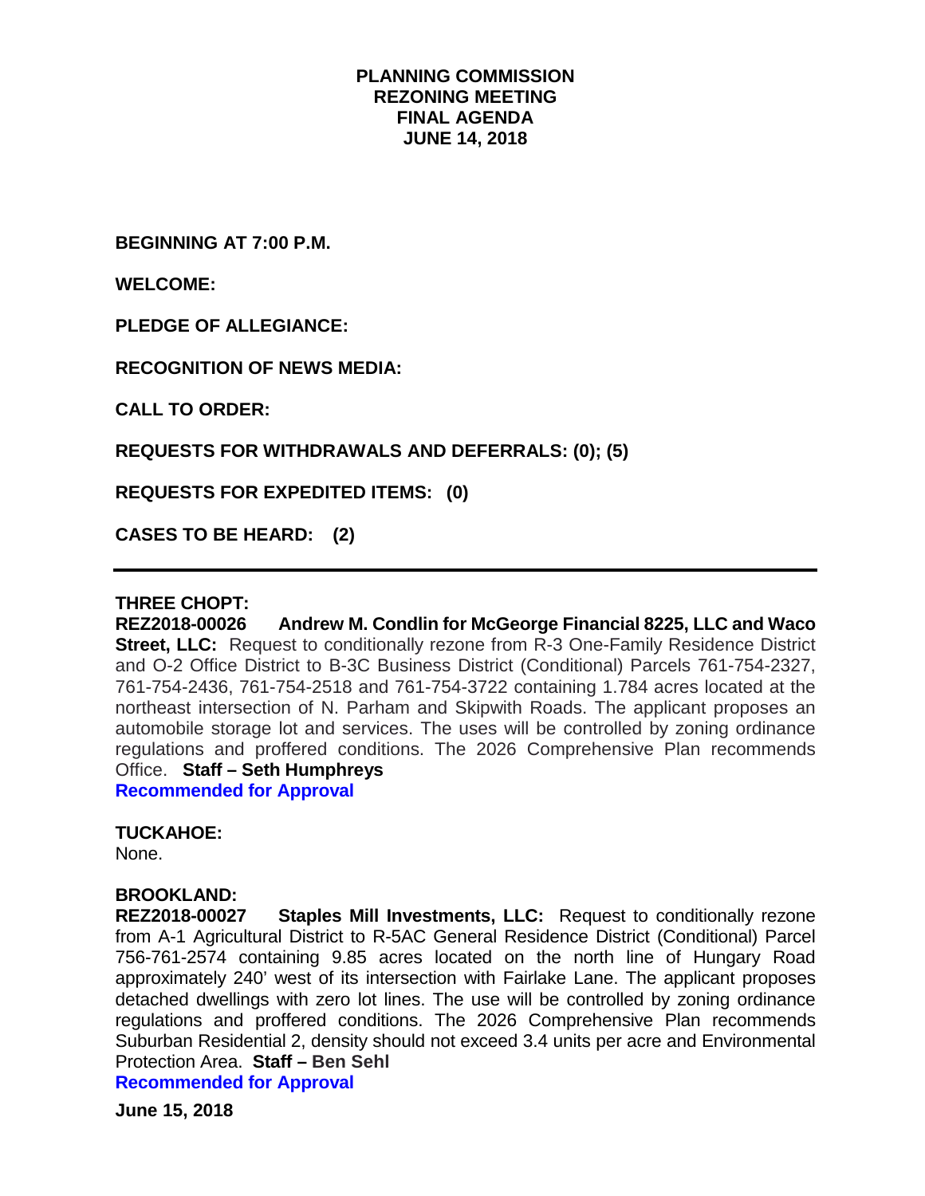# PLANNING COMMISSION
## REZONING MEETING
## FINAL AGENDA
## JUNE 14, 2018

**BEGINNING AT 7:00 P.M.**

**WELCOME:**

**PLEDGE OF ALLEGIANCE:**

**RECOGNITION OF NEWS MEDIA:**

**CALL TO ORDER:**

**REQUESTS FOR WITHDRAWALS AND DEFERRALS: (0); (5)**

**REQUESTS FOR EXPEDITED ITEMS: (0)**

**CASES TO BE HEARD: (2)**

---

**THREE CHOPT:**

**REZ2018-00026 Andrew M. Condlin for McGeorge Financial 8225, LLC and Waco Street, LLC:** Request to conditionally rezone from R-3 One-Family Residence District and O-2 Office District to B-3C Business District (Conditional) Parcels 761-754-2327, 761-754-2436, 761-754-2518 and 761-754-3722 containing 1.784 acres located at the northeast intersection of N. Parham and Skipwith Roads. The applicant proposes an automobile storage lot and services. The uses will be controlled by zoning ordinance regulations and proffered conditions. The 2026 Comprehensive Plan recommends Office. **Staff – Seth Humphreys**

**Recommended for Approval**

**TUCKAHOE:**

None.

**BROOKLAND:**

**REZ2018-00027 Staples Mill Investments, LLC:** Request to conditionally rezone from A-1 Agricultural District to R-5AC General Residence District (Conditional) Parcel 756-761-2574 containing 9.85 acres located on the north line of Hungary Road approximately 240' west of its intersection with Fairlake Lane. The applicant proposes detached dwellings with zero lot lines. The use will be controlled by zoning ordinance regulations and proffered conditions. The 2026 Comprehensive Plan recommends Suburban Residential 2, density should not exceed 3.4 units per acre and Environmental Protection Area. **Staff – Ben Sehl**

**Recommended for Approval**

**June 15, 2018**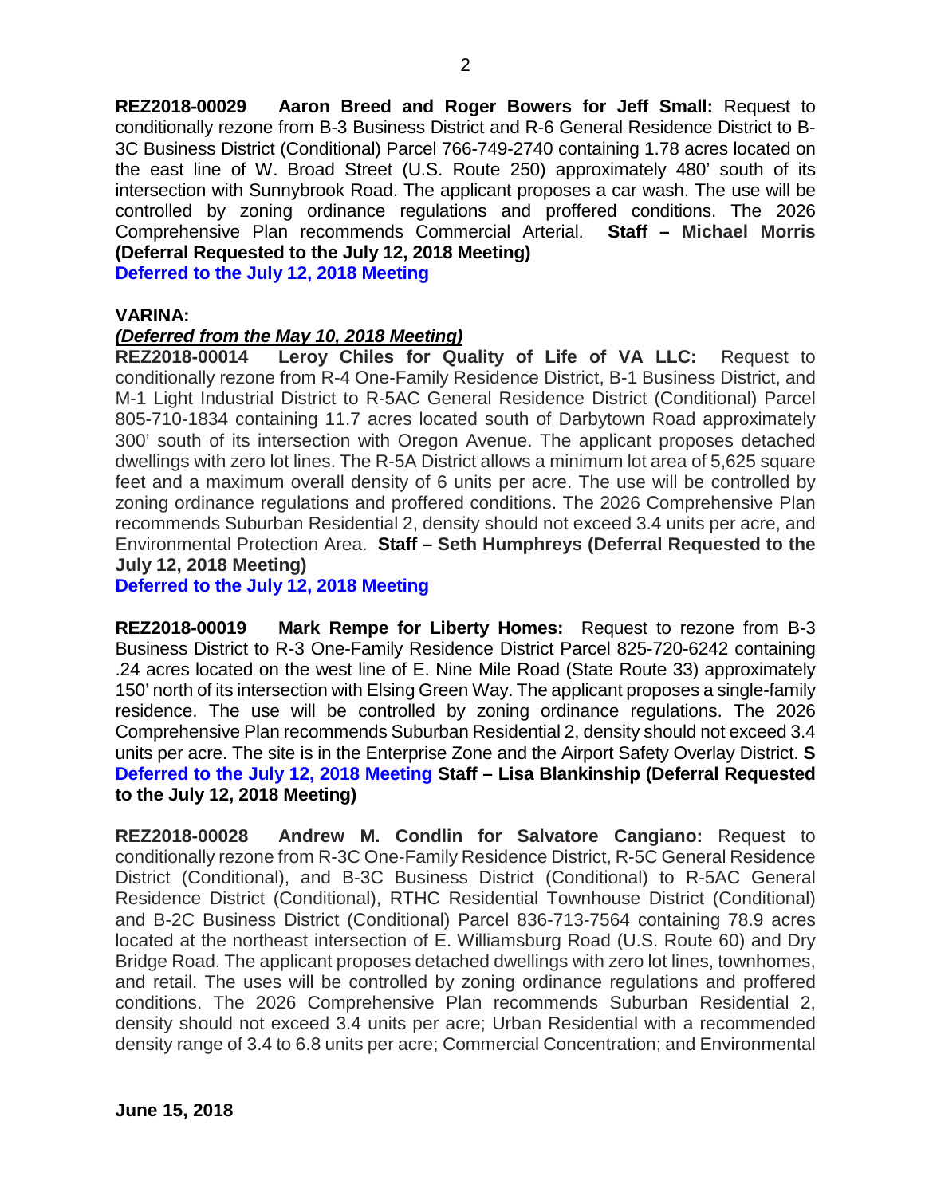**REZ2018-00029 Aaron Breed and Roger Bowers for Jeff Small:** Request to conditionally rezone from B-3 Business District and R-6 General Residence District to B-3C Business District (Conditional) Parcel 766-749-2740 containing 1.78 acres located on the east line of W. Broad Street (U.S. Route 250) approximately 480' south of its intersection with Sunnybrook Road. The applicant proposes a car wash. The use will be controlled by zoning ordinance regulations and proffered conditions. The 2026 Comprehensive Plan recommends Commercial Arterial. **Staff – Michael Morris (Deferral Requested to the July 12, 2018 Meeting)**
**Deferred to the July 12, 2018 Meeting**

**VARINA:**
***(Deferred from the May 10, 2018 Meeting)***
**REZ2018-00014 Leroy Chiles for Quality of Life of VA LLC:** Request to conditionally rezone from R-4 One-Family Residence District, B-1 Business District, and M-1 Light Industrial District to R-5AC General Residence District (Conditional) Parcel 805-710-1834 containing 11.7 acres located south of Darbytown Road approximately 300' south of its intersection with Oregon Avenue. The applicant proposes detached dwellings with zero lot lines. The R-5A District allows a minimum lot area of 5,625 square feet and a maximum overall density of 6 units per acre. The use will be controlled by zoning ordinance regulations and proffered conditions. The 2026 Comprehensive Plan recommends Suburban Residential 2, density should not exceed 3.4 units per acre, and Environmental Protection Area. **Staff – Seth Humphreys (Deferral Requested to the July 12, 2018 Meeting)**
**Deferred to the July 12, 2018 Meeting**

**REZ2018-00019 Mark Rempe for Liberty Homes:** Request to rezone from B-3 Business District to R-3 One-Family Residence District Parcel 825-720-6242 containing .24 acres located on the west line of E. Nine Mile Road (State Route 33) approximately 150' north of its intersection with Elsing Green Way. The applicant proposes a single-family residence. The use will be controlled by zoning ordinance regulations. The 2026 Comprehensive Plan recommends Suburban Residential 2, density should not exceed 3.4 units per acre. The site is in the Enterprise Zone and the Airport Safety Overlay District. **S** **Deferred to the July 12, 2018 Meeting** **Staff – Lisa Blankinship (Deferral Requested to the July 12, 2018 Meeting)**

**REZ2018-00028 Andrew M. Condlin for Salvatore Cangiano:** Request to conditionally rezone from R-3C One-Family Residence District, R-5C General Residence District (Conditional), and B-3C Business District (Conditional) to R-5AC General Residence District (Conditional), RTHC Residential Townhouse District (Conditional) and B-2C Business District (Conditional) Parcel 836-713-7564 containing 78.9 acres located at the northeast intersection of E. Williamsburg Road (U.S. Route 60) and Dry Bridge Road. The applicant proposes detached dwellings with zero lot lines, townhomes, and retail. The uses will be controlled by zoning ordinance regulations and proffered conditions. The 2026 Comprehensive Plan recommends Suburban Residential 2, density should not exceed 3.4 units per acre; Urban Residential with a recommended density range of 3.4 to 6.8 units per acre; Commercial Concentration; and Environmental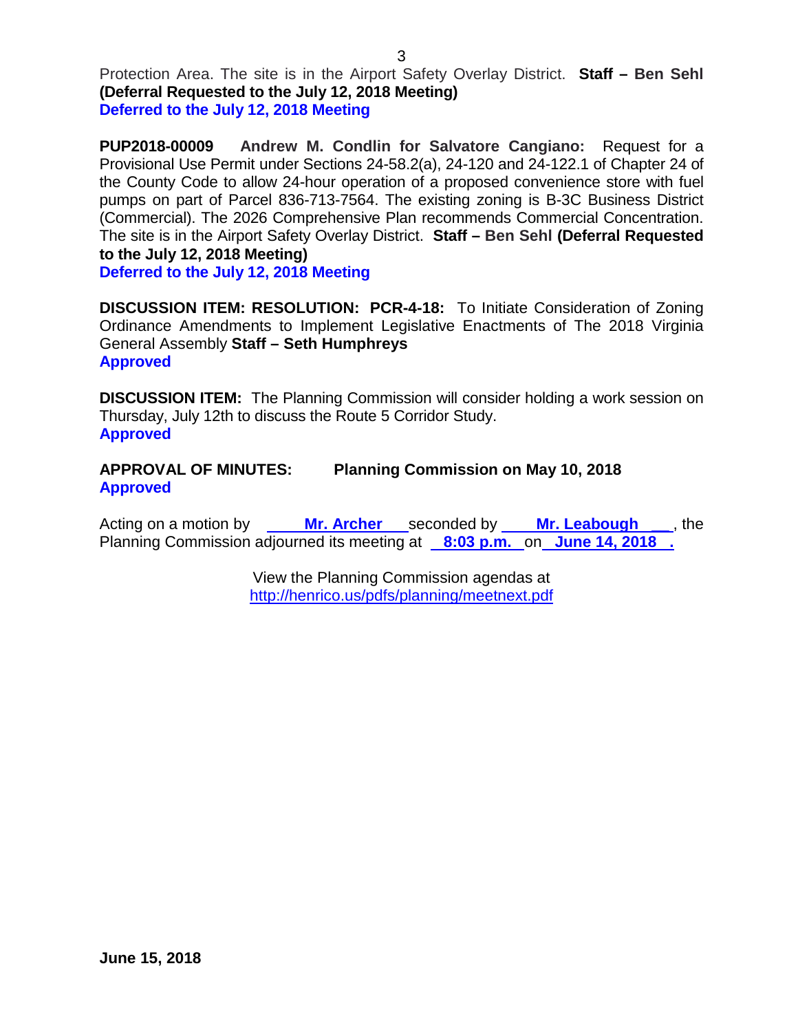Protection Area. The site is in the Airport Safety Overlay District. **Staff – Ben Sehl (Deferral Requested to the July 12, 2018 Meeting)**
**Deferred to the July 12, 2018 Meeting**

**PUP2018-00009 Andrew M. Condlin for Salvatore Cangiano:** Request for a Provisional Use Permit under Sections 24-58.2(a), 24-120 and 24-122.1 of Chapter 24 of the County Code to allow 24-hour operation of a proposed convenience store with fuel pumps on part of Parcel 836-713-7564. The existing zoning is B-3C Business District (Commercial). The 2026 Comprehensive Plan recommends Commercial Concentration. The site is in the Airport Safety Overlay District. **Staff – Ben Sehl (Deferral Requested to the July 12, 2018 Meeting)**
**Deferred to the July 12, 2018 Meeting**

**DISCUSSION ITEM: RESOLUTION: PCR-4-18:** To Initiate Consideration of Zoning Ordinance Amendments to Implement Legislative Enactments of The 2018 Virginia General Assembly **Staff – Seth Humphreys**
**Approved**

**DISCUSSION ITEM:** The Planning Commission will consider holding a work session on Thursday, July 12th to discuss the Route 5 Corridor Study.
**Approved**

**APPROVAL OF MINUTES: Planning Commission on May 10, 2018**
**Approved**

Acting on a motion by **Mr. Archer** seconded by **Mr. Leabough**, the Planning Commission adjourned its meeting at **8:03 p.m.** on **June 14, 2018.**

View the Planning Commission agendas at
http://henrico.us/pdfs/planning/meetnext.pdf

**June 15, 2018**